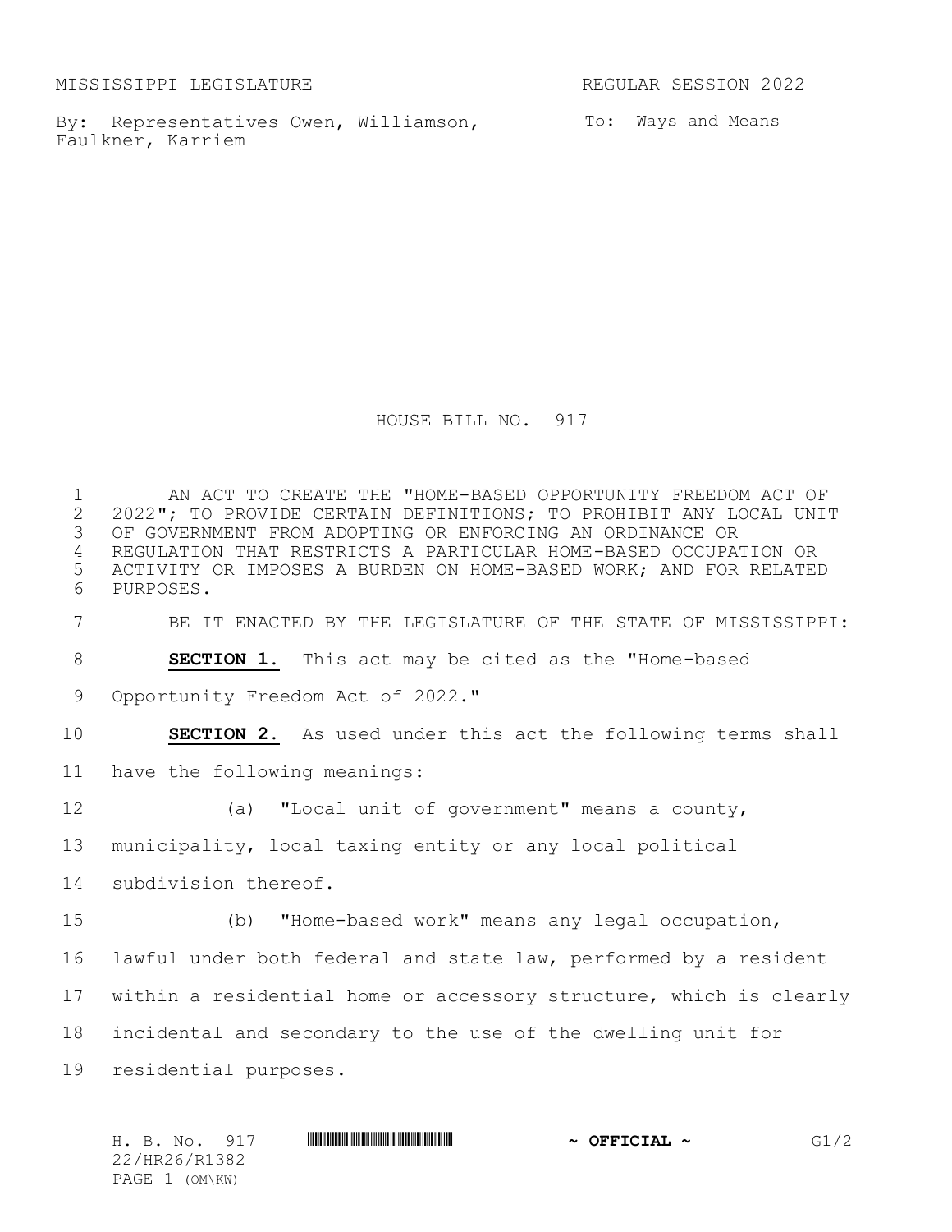MISSISSIPPI LEGISLATURE REGULAR SESSION 2022

By: Representatives Owen, Williamson, Faulkner, Karriem

To: Ways and Means

# HOUSE BILL NO. 917

AN ACT TO CREATE THE "HOME-BASED OPPORTUNITY FREEDOM ACT OF 2022"; TO PROVIDE CERTAIN DEFINITIONS; TO PROHIBIT ANY LOCAL UNIT OF GOVERNMENT FROM ADOPTING OR ENFORCING AN ORDINANCE OR REGULATION THAT RESTRICTS A PARTICULAR HOME-BASED OCCUPATION OR ACTIVITY OR IMPOSES A BURDEN ON HOME-BASED WORK; AND FOR RELATED PURPOSES.

BE IT ENACTED BY THE LEGISLATURE OF THE STATE OF MISSISSIPPI:

**SECTION 1.** This act may be cited as the "Home-based Opportunity Freedom Act of 2022."

**SECTION 2.** As used under this act the following terms shall have the following meanings:

(a) "Local unit of government" means a county, municipality, local taxing entity or any local political subdivision thereof.

(b) "Home-based work" means any legal occupation, lawful under both federal and state law, performed by a resident within a residential home or accessory structure, which is clearly incidental and secondary to the use of the dwelling unit for residential purposes.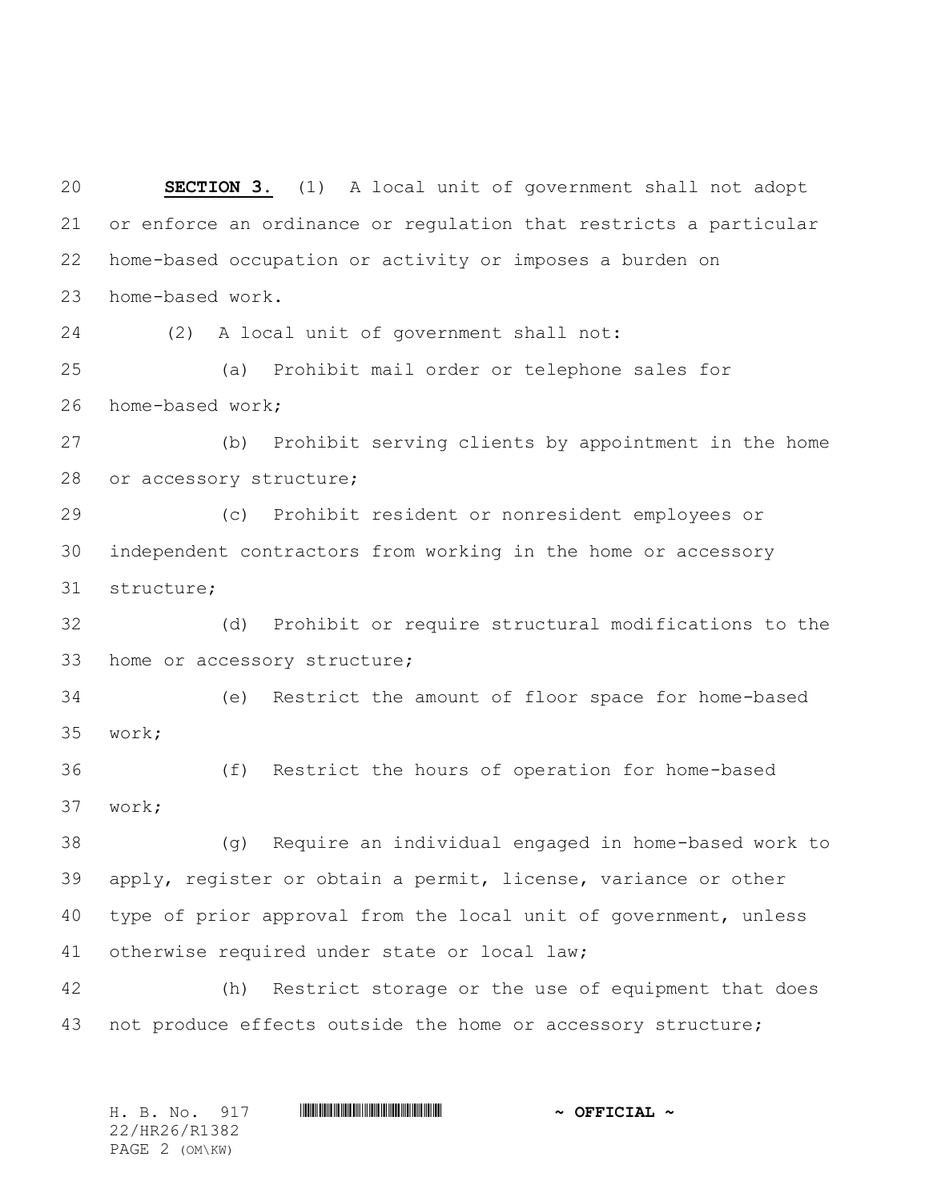**SECTION 3.** (1) A local unit of government shall not adopt or enforce an ordinance or regulation that restricts a particular home-based occupation or activity or imposes a burden on home-based work.

(2) A local unit of government shall not:

(a) Prohibit mail order or telephone sales for home-based work;

(b) Prohibit serving clients by appointment in the home or accessory structure;

(c) Prohibit resident or nonresident employees or independent contractors from working in the home or accessory structure;

(d) Prohibit or require structural modifications to the home or accessory structure;

(e) Restrict the amount of floor space for home-based work;

(f) Restrict the hours of operation for home-based work;

(g) Require an individual engaged in home-based work to apply, register or obtain a permit, license, variance or other type of prior approval from the local unit of government, unless otherwise required under state or local law;

(h) Restrict storage or the use of equipment that does not produce effects outside the home or accessory structure;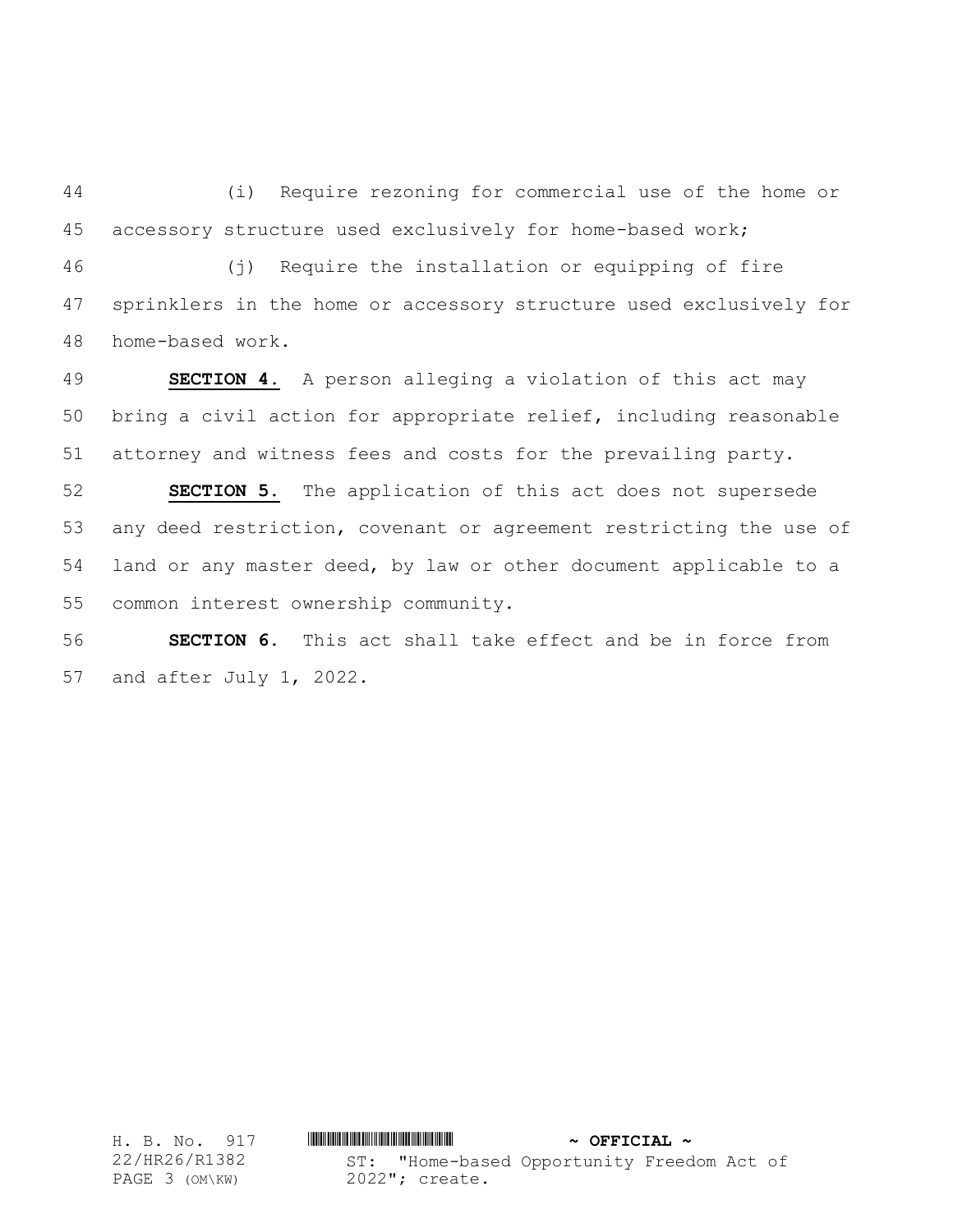(i) Require rezoning for commercial use of the home or accessory structure used exclusively for home-based work;

(j) Require the installation or equipping of fire sprinklers in the home or accessory structure used exclusively for home-based work.

**SECTION 4.** A person alleging a violation of this act may bring a civil action for appropriate relief, including reasonable attorney and witness fees and costs for the prevailing party.

**SECTION 5.** The application of this act does not supersede any deed restriction, covenant or agreement restricting the use of land or any master deed, by law or other document applicable to a common interest ownership community.

**SECTION 6.** This act shall take effect and be in force from and after July 1, 2022.